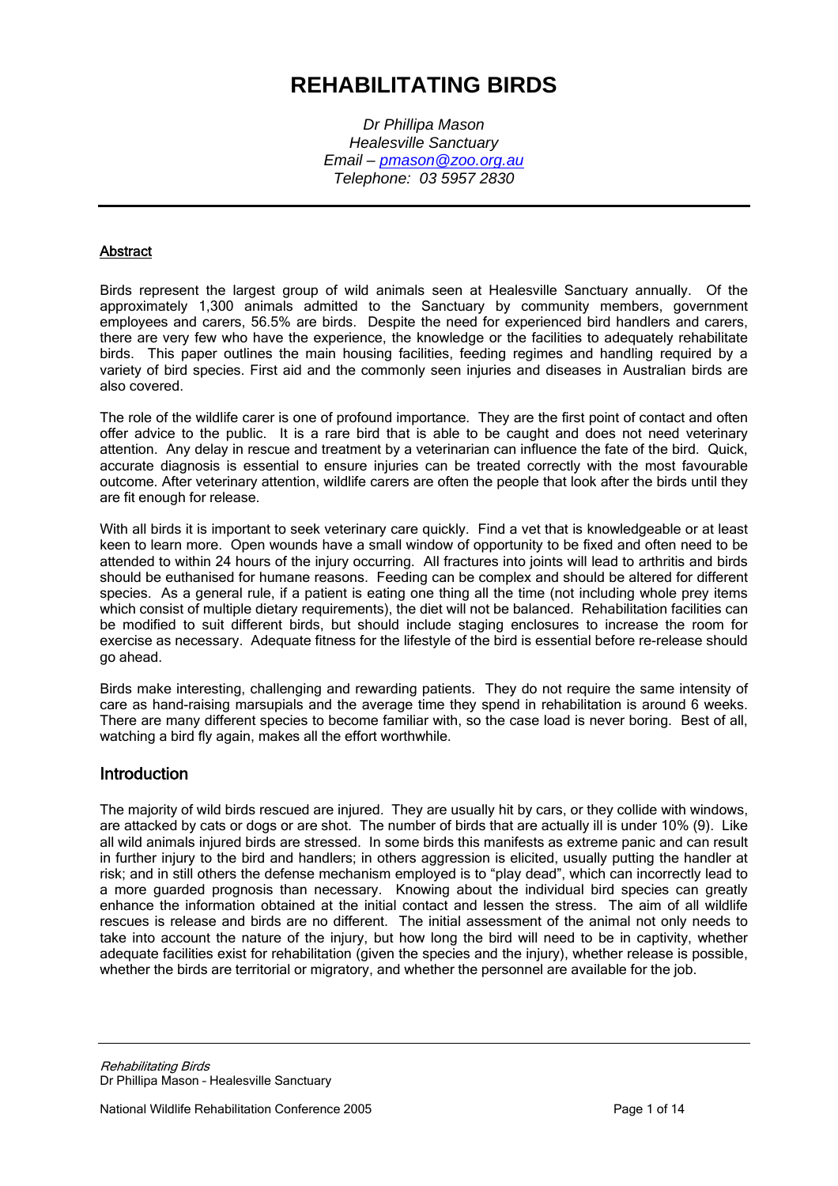# REHABILITATING BIRDS

*Dr Phillipa Mason*
*Healesville Sanctuary*
*Email – pmason@zoo.org.au*
*Telephone: 03 5957 2830*

---

## Abstract

Birds represent the largest group of wild animals seen at Healesville Sanctuary annually. Of the approximately 1,300 animals admitted to the Sanctuary by community members, government employees and carers, 56.5% are birds. Despite the need for experienced bird handlers and carers, there are very few who have the experience, the knowledge or the facilities to adequately rehabilitate birds. This paper outlines the main housing facilities, feeding regimes and handling required by a variety of bird species. First aid and the commonly seen injuries and diseases in Australian birds are also covered.

The role of the wildlife carer is one of profound importance. They are the first point of contact and often offer advice to the public. It is a rare bird that is able to be caught and does not need veterinary attention. Any delay in rescue and treatment by a veterinarian can influence the fate of the bird. Quick, accurate diagnosis is essential to ensure injuries can be treated correctly with the most favourable outcome. After veterinary attention, wildlife carers are often the people that look after the birds until they are fit enough for release.

With all birds it is important to seek veterinary care quickly. Find a vet that is knowledgeable or at least keen to learn more. Open wounds have a small window of opportunity to be fixed and often need to be attended to within 24 hours of the injury occurring. All fractures into joints will lead to arthritis and birds should be euthanised for humane reasons. Feeding can be complex and should be altered for different species. As a general rule, if a patient is eating one thing all the time (not including whole prey items which consist of multiple dietary requirements), the diet will not be balanced. Rehabilitation facilities can be modified to suit different birds, but should include staging enclosures to increase the room for exercise as necessary. Adequate fitness for the lifestyle of the bird is essential before re-release should go ahead.

Birds make interesting, challenging and rewarding patients. They do not require the same intensity of care as hand-raising marsupials and the average time they spend in rehabilitation is around 6 weeks. There are many different species to become familiar with, so the case load is never boring. Best of all, watching a bird fly again, makes all the effort worthwhile.

## Introduction

The majority of wild birds rescued are injured. They are usually hit by cars, or they collide with windows, are attacked by cats or dogs or are shot. The number of birds that are actually ill is under 10% (9). Like all wild animals injured birds are stressed. In some birds this manifests as extreme panic and can result in further injury to the bird and handlers; in others aggression is elicited, usually putting the handler at risk; and in still others the defense mechanism employed is to "play dead", which can incorrectly lead to a more guarded prognosis than necessary. Knowing about the individual bird species can greatly enhance the information obtained at the initial contact and lessen the stress. The aim of all wildlife rescues is release and birds are no different. The initial assessment of the animal not only needs to take into account the nature of the injury, but how long the bird will need to be in captivity, whether adequate facilities exist for rehabilitation (given the species and the injury), whether release is possible, whether the birds are territorial or migratory, and whether the personnel are available for the job.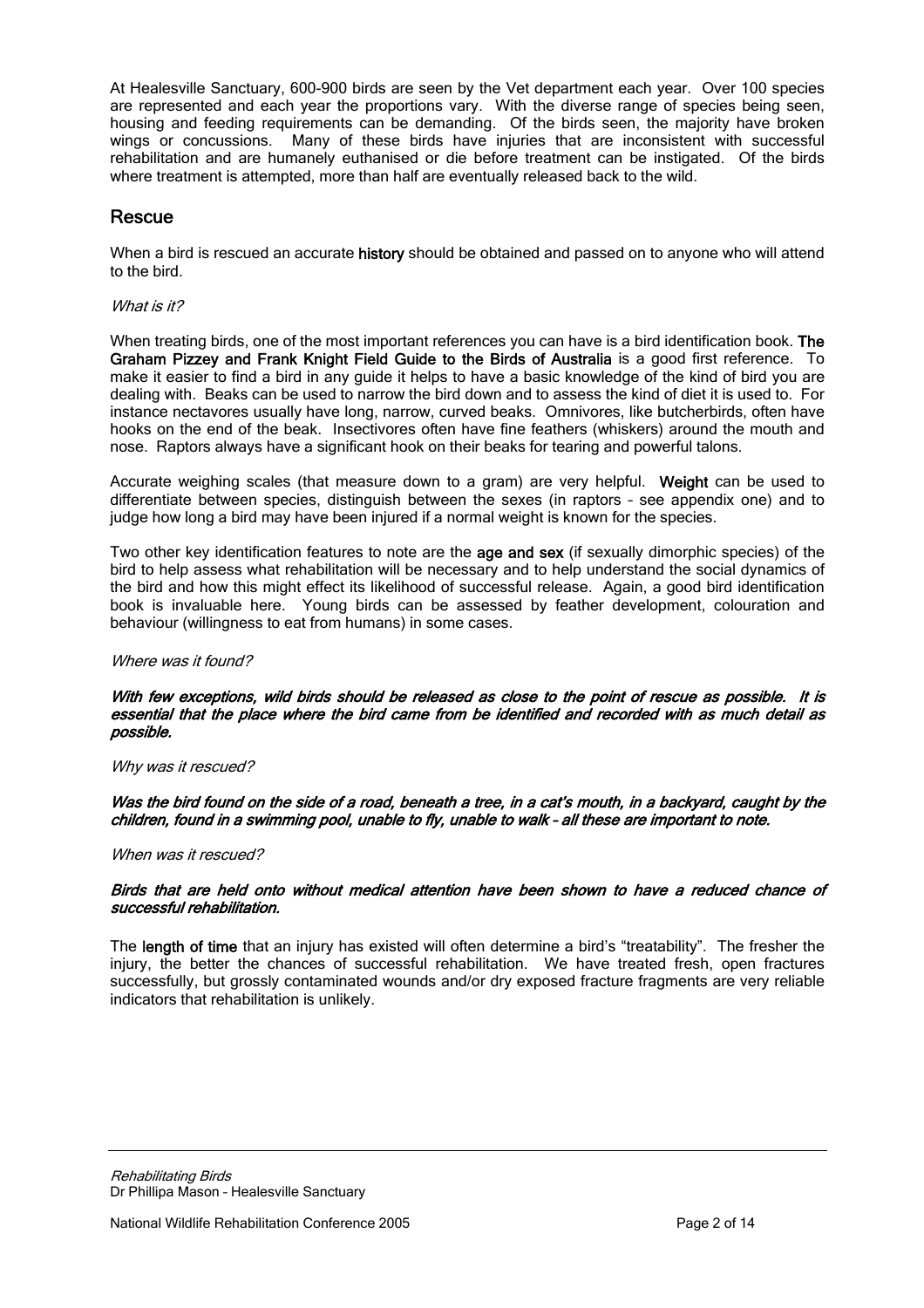At Healesville Sanctuary, 600-900 birds are seen by the Vet department each year. Over 100 species are represented and each year the proportions vary. With the diverse range of species being seen, housing and feeding requirements can be demanding. Of the birds seen, the majority have broken wings or concussions. Many of these birds have injuries that are inconsistent with successful rehabilitation and are humanely euthanised or die before treatment can be instigated. Of the birds where treatment is attempted, more than half are eventually released back to the wild.

## Rescue

When a bird is rescued an accurate **history** should be obtained and passed on to anyone who will attend to the bird.

*What is it?*

When treating birds, one of the most important references you can have is a bird identification book. **The Graham Pizzey and Frank Knight Field Guide to the Birds of Australia** is a good first reference. To make it easier to find a bird in any guide it helps to have a basic knowledge of the kind of bird you are dealing with. Beaks can be used to narrow the bird down and to assess the kind of diet it is used to. For instance nectavores usually have long, narrow, curved beaks. Omnivores, like butcherbirds, often have hooks on the end of the beak. Insectivores often have fine feathers (whiskers) around the mouth and nose. Raptors always have a significant hook on their beaks for tearing and powerful talons.

Accurate weighing scales (that measure down to a gram) are very helpful. **Weight** can be used to differentiate between species, distinguish between the sexes (in raptors – see appendix one) and to judge how long a bird may have been injured if a normal weight is known for the species.

Two other key identification features to note are the **age and sex** (if sexually dimorphic species) of the bird to help assess what rehabilitation will be necessary and to help understand the social dynamics of the bird and how this might effect its likelihood of successful release. Again, a good bird identification book is invaluable here. Young birds can be assessed by feather development, colouration and behaviour (willingness to eat from humans) in some cases.

*Where was it found?*

***With few exceptions, wild birds should be released as close to the point of rescue as possible. It is essential that the place where the bird came from be identified and recorded with as much detail as possible.***

*Why was it rescued?*

***Was the bird found on the side of a road, beneath a tree, in a cat's mouth, in a backyard, caught by the children, found in a swimming pool, unable to fly, unable to walk – all these are important to note.***

*When was it rescued?*

***Birds that are held onto without medical attention have been shown to have a reduced chance of successful rehabilitation.***

The **length of time** that an injury has existed will often determine a bird's "treatability". The fresher the injury, the better the chances of successful rehabilitation. We have treated fresh, open fractures successfully, but grossly contaminated wounds and/or dry exposed fracture fragments are very reliable indicators that rehabilitation is unlikely.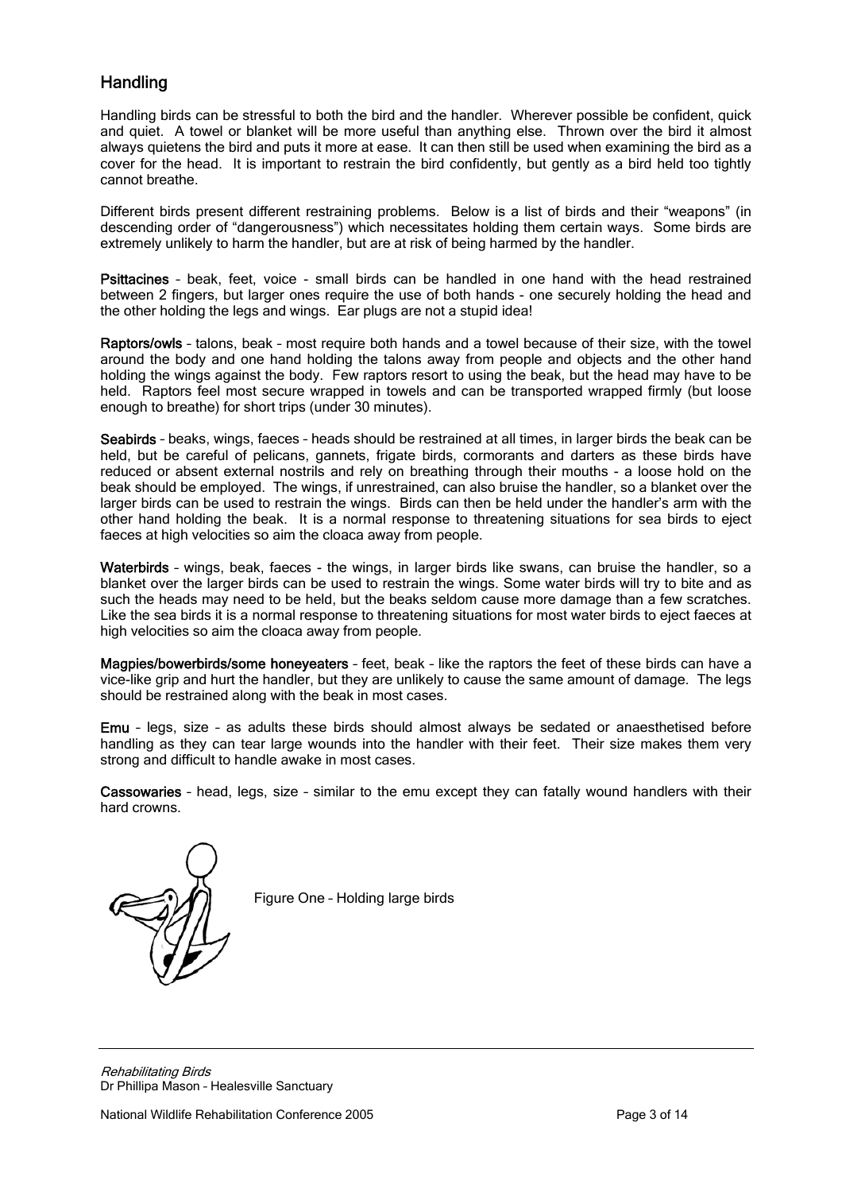## Handling

Handling birds can be stressful to both the bird and the handler. Wherever possible be confident, quick and quiet. A towel or blanket will be more useful than anything else. Thrown over the bird it almost always quietens the bird and puts it more at ease. It can then still be used when examining the bird as a cover for the head. It is important to restrain the bird confidently, but gently as a bird held too tightly cannot breathe.

Different birds present different restraining problems. Below is a list of birds and their "weapons" (in descending order of "dangerousness") which necessitates holding them certain ways. Some birds are extremely unlikely to harm the handler, but are at risk of being harmed by the handler.

**Psittacines** – beak, feet, voice - small birds can be handled in one hand with the head restrained between 2 fingers, but larger ones require the use of both hands - one securely holding the head and the other holding the legs and wings. Ear plugs are not a stupid idea!

**Raptors/owls** – talons, beak – most require both hands and a towel because of their size, with the towel around the body and one hand holding the talons away from people and objects and the other hand holding the wings against the body. Few raptors resort to using the beak, but the head may have to be held. Raptors feel most secure wrapped in towels and can be transported wrapped firmly (but loose enough to breathe) for short trips (under 30 minutes).

**Seabirds** – beaks, wings, faeces – heads should be restrained at all times, in larger birds the beak can be held, but be careful of pelicans, gannets, frigate birds, cormorants and darters as these birds have reduced or absent external nostrils and rely on breathing through their mouths - a loose hold on the beak should be employed. The wings, if unrestrained, can also bruise the handler, so a blanket over the larger birds can be used to restrain the wings. Birds can then be held under the handler's arm with the other hand holding the beak. It is a normal response to threatening situations for sea birds to eject faeces at high velocities so aim the cloaca away from people.

**Waterbirds** – wings, beak, faeces - the wings, in larger birds like swans, can bruise the handler, so a blanket over the larger birds can be used to restrain the wings. Some water birds will try to bite and as such the heads may need to be held, but the beaks seldom cause more damage than a few scratches. Like the sea birds it is a normal response to threatening situations for most water birds to eject faeces at high velocities so aim the cloaca away from people.

**Magpies/bowerbirds/some honeyeaters** – feet, beak – like the raptors the feet of these birds can have a vice-like grip and hurt the handler, but they are unlikely to cause the same amount of damage. The legs should be restrained along with the beak in most cases.

**Emu** – legs, size – as adults these birds should almost always be sedated or anaesthetised before handling as they can tear large wounds into the handler with their feet. Their size makes them very strong and difficult to handle awake in most cases.

**Cassowaries** – head, legs, size – similar to the emu except they can fatally wound handlers with their hard crowns.

Figure One – Holding large birds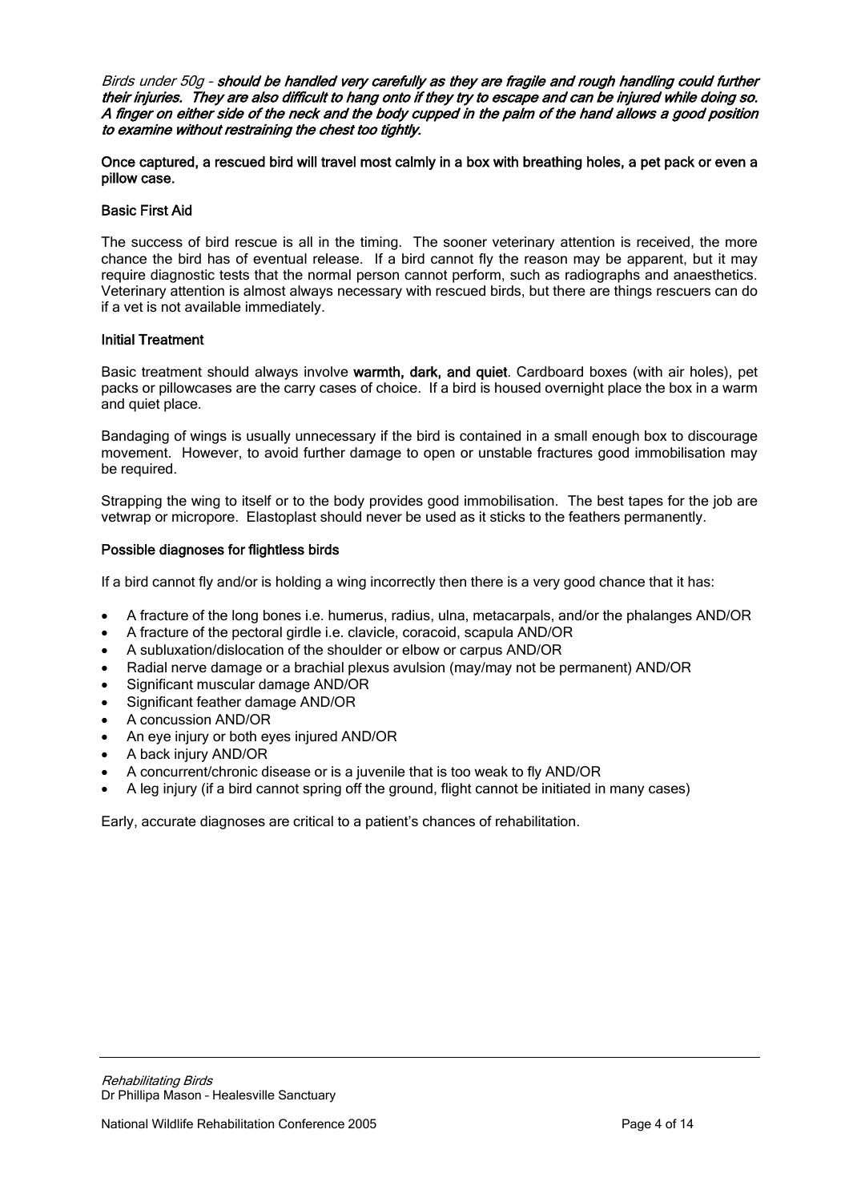*Birds under 50g* – ***should be handled very carefully as they are fragile and rough handling could further their injuries. They are also difficult to hang onto if they try to escape and can be injured while doing so. A finger on either side of the neck and the body cupped in the palm of the hand allows a good position to examine without restraining the chest too tightly.***

**Once captured, a rescued bird will travel most calmly in a box with breathing holes, a pet pack or even a pillow case.**

### Basic First Aid

The success of bird rescue is all in the timing. The sooner veterinary attention is received, the more chance the bird has of eventual release. If a bird cannot fly the reason may be apparent, but it may require diagnostic tests that the normal person cannot perform, such as radiographs and anaesthetics. Veterinary attention is almost always necessary with rescued birds, but there are things rescuers can do if a vet is not available immediately.

### Initial Treatment

Basic treatment should always involve **warmth, dark, and quiet**. Cardboard boxes (with air holes), pet packs or pillowcases are the carry cases of choice. If a bird is housed overnight place the box in a warm and quiet place.

Bandaging of wings is usually unnecessary if the bird is contained in a small enough box to discourage movement. However, to avoid further damage to open or unstable fractures good immobilisation may be required.

Strapping the wing to itself or to the body provides good immobilisation. The best tapes for the job are vetwrap or micropore. Elastoplast should never be used as it sticks to the feathers permanently.

### Possible diagnoses for flightless birds

If a bird cannot fly and/or is holding a wing incorrectly then there is a very good chance that it has:

- A fracture of the long bones i.e. humerus, radius, ulna, metacarpals, and/or the phalanges AND/OR
- A fracture of the pectoral girdle i.e. clavicle, coracoid, scapula AND/OR
- A subluxation/dislocation of the shoulder or elbow or carpus AND/OR
- Radial nerve damage or a brachial plexus avulsion (may/may not be permanent) AND/OR
- Significant muscular damage AND/OR
- Significant feather damage AND/OR
- A concussion AND/OR
- An eye injury or both eyes injured AND/OR
- A back injury AND/OR
- A concurrent/chronic disease or is a juvenile that is too weak to fly AND/OR
- A leg injury (if a bird cannot spring off the ground, flight cannot be initiated in many cases)

Early, accurate diagnoses are critical to a patient's chances of rehabilitation.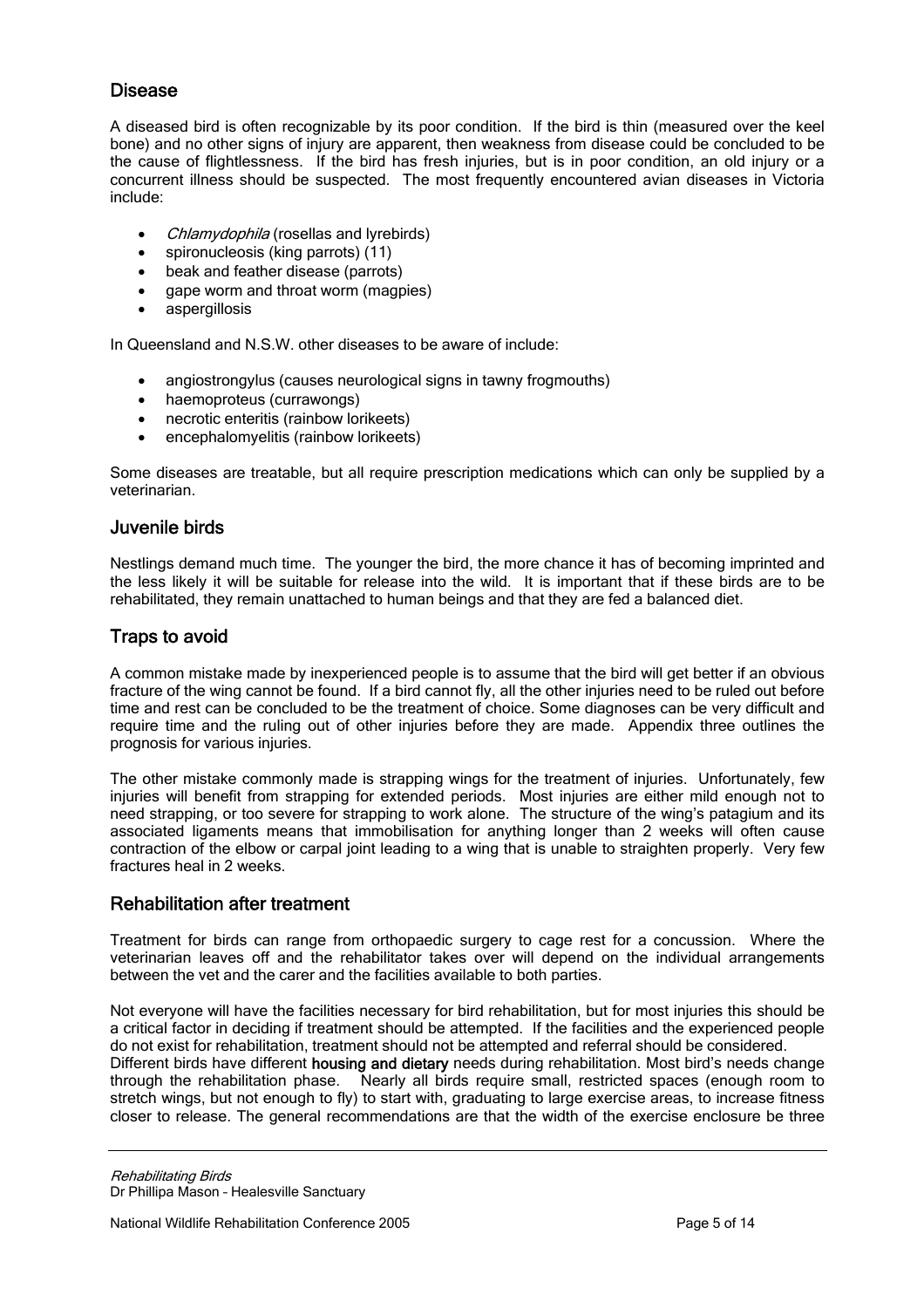## Disease

A diseased bird is often recognizable by its poor condition. If the bird is thin (measured over the keel bone) and no other signs of injury are apparent, then weakness from disease could be concluded to be the cause of flightlessness. If the bird has fresh injuries, but is in poor condition, an old injury or a concurrent illness should be suspected. The most frequently encountered avian diseases in Victoria include:

- *Chlamydophila* (rosellas and lyrebirds)
- spironucleosis (king parrots) (11)
- beak and feather disease (parrots)
- gape worm and throat worm (magpies)
- aspergillosis

In Queensland and N.S.W. other diseases to be aware of include:

- angiostrongylus (causes neurological signs in tawny frogmouths)
- haemoproteus (currawongs)
- necrotic enteritis (rainbow lorikeets)
- encephalomyelitis (rainbow lorikeets)

Some diseases are treatable, but all require prescription medications which can only be supplied by a veterinarian.

## Juvenile birds

Nestlings demand much time. The younger the bird, the more chance it has of becoming imprinted and the less likely it will be suitable for release into the wild. It is important that if these birds are to be rehabilitated, they remain unattached to human beings and that they are fed a balanced diet.

## Traps to avoid

A common mistake made by inexperienced people is to assume that the bird will get better if an obvious fracture of the wing cannot be found. If a bird cannot fly, all the other injuries need to be ruled out before time and rest can be concluded to be the treatment of choice. Some diagnoses can be very difficult and require time and the ruling out of other injuries before they are made. Appendix three outlines the prognosis for various injuries.

The other mistake commonly made is strapping wings for the treatment of injuries. Unfortunately, few injuries will benefit from strapping for extended periods. Most injuries are either mild enough not to need strapping, or too severe for strapping to work alone. The structure of the wing's patagium and its associated ligaments means that immobilisation for anything longer than 2 weeks will often cause contraction of the elbow or carpal joint leading to a wing that is unable to straighten properly. Very few fractures heal in 2 weeks.

## Rehabilitation after treatment

Treatment for birds can range from orthopaedic surgery to cage rest for a concussion. Where the veterinarian leaves off and the rehabilitator takes over will depend on the individual arrangements between the vet and the carer and the facilities available to both parties.

Not everyone will have the facilities necessary for bird rehabilitation, but for most injuries this should be a critical factor in deciding if treatment should be attempted. If the facilities and the experienced people do not exist for rehabilitation, treatment should not be attempted and referral should be considered.
Different birds have different **housing and dietary** needs during rehabilitation. Most bird's needs change through the rehabilitation phase. Nearly all birds require small, restricted spaces (enough room to stretch wings, but not enough to fly) to start with, graduating to large exercise areas, to increase fitness closer to release. The general recommendations are that the width of the exercise enclosure be three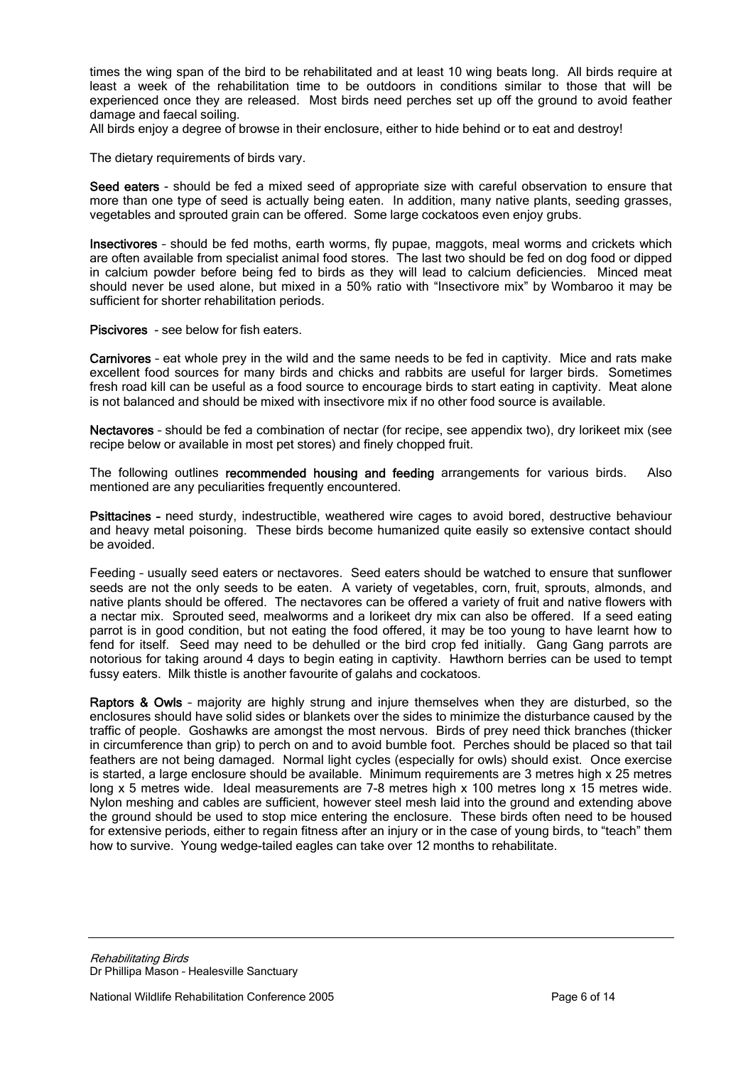times the wing span of the bird to be rehabilitated and at least 10 wing beats long. All birds require at least a week of the rehabilitation time to be outdoors in conditions similar to those that will be experienced once they are released. Most birds need perches set up off the ground to avoid feather damage and faecal soiling.
All birds enjoy a degree of browse in their enclosure, either to hide behind or to eat and destroy!

The dietary requirements of birds vary.

**Seed eaters** - should be fed a mixed seed of appropriate size with careful observation to ensure that more than one type of seed is actually being eaten. In addition, many native plants, seeding grasses, vegetables and sprouted grain can be offered. Some large cockatoos even enjoy grubs.

**Insectivores** – should be fed moths, earth worms, fly pupae, maggots, meal worms and crickets which are often available from specialist animal food stores. The last two should be fed on dog food or dipped in calcium powder before being fed to birds as they will lead to calcium deficiencies. Minced meat should never be used alone, but mixed in a 50% ratio with "Insectivore mix" by Wombaroo it may be sufficient for shorter rehabilitation periods.

**Piscivores** - see below for fish eaters.

**Carnivores** – eat whole prey in the wild and the same needs to be fed in captivity. Mice and rats make excellent food sources for many birds and chicks and rabbits are useful for larger birds. Sometimes fresh road kill can be useful as a food source to encourage birds to start eating in captivity. Meat alone is not balanced and should be mixed with insectivore mix if no other food source is available.

**Nectavores** – should be fed a combination of nectar (for recipe, see appendix two), dry lorikeet mix (see recipe below or available in most pet stores) and finely chopped fruit.

The following outlines **recommended housing and feeding** arrangements for various birds. Also mentioned are any peculiarities frequently encountered.

**Psittacines -** need sturdy, indestructible, weathered wire cages to avoid bored, destructive behaviour and heavy metal poisoning. These birds become humanized quite easily so extensive contact should be avoided.

Feeding – usually seed eaters or nectavores. Seed eaters should be watched to ensure that sunflower seeds are not the only seeds to be eaten. A variety of vegetables, corn, fruit, sprouts, almonds, and native plants should be offered. The nectavores can be offered a variety of fruit and native flowers with a nectar mix. Sprouted seed, mealworms and a lorikeet dry mix can also be offered. If a seed eating parrot is in good condition, but not eating the food offered, it may be too young to have learnt how to fend for itself. Seed may need to be dehulled or the bird crop fed initially. Gang Gang parrots are notorious for taking around 4 days to begin eating in captivity. Hawthorn berries can be used to tempt fussy eaters. Milk thistle is another favourite of galahs and cockatoos.

**Raptors & Owls** – majority are highly strung and injure themselves when they are disturbed, so the enclosures should have solid sides or blankets over the sides to minimize the disturbance caused by the traffic of people. Goshawks are amongst the most nervous. Birds of prey need thick branches (thicker in circumference than grip) to perch on and to avoid bumble foot. Perches should be placed so that tail feathers are not being damaged. Normal light cycles (especially for owls) should exist. Once exercise is started, a large enclosure should be available. Minimum requirements are 3 metres high x 25 metres long x 5 metres wide. Ideal measurements are 7-8 metres high x 100 metres long x 15 metres wide. Nylon meshing and cables are sufficient, however steel mesh laid into the ground and extending above the ground should be used to stop mice entering the enclosure. These birds often need to be housed for extensive periods, either to regain fitness after an injury or in the case of young birds, to "teach" them how to survive. Young wedge-tailed eagles can take over 12 months to rehabilitate.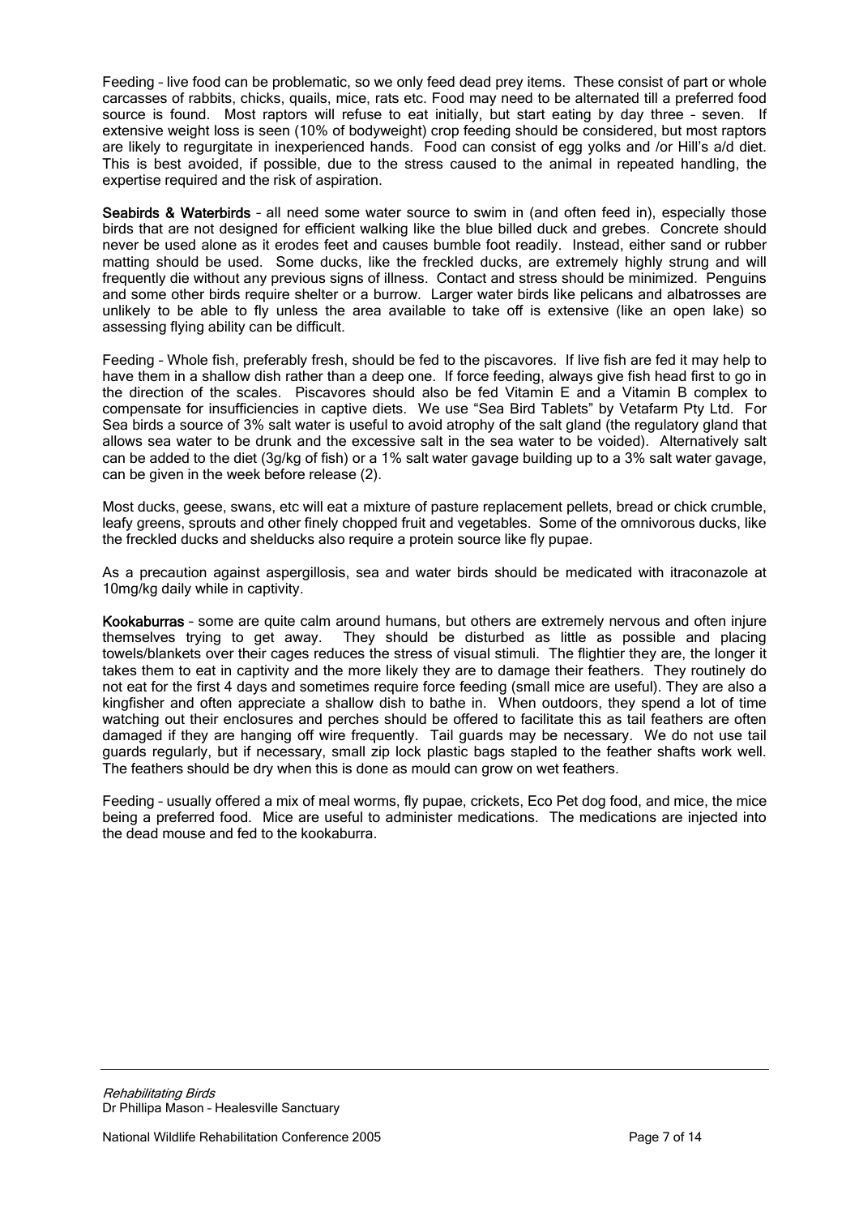Feeding – live food can be problematic, so we only feed dead prey items. These consist of part or whole carcasses of rabbits, chicks, quails, mice, rats etc. Food may need to be alternated till a preferred food source is found. Most raptors will refuse to eat initially, but start eating by day three – seven. If extensive weight loss is seen (10% of bodyweight) crop feeding should be considered, but most raptors are likely to regurgitate in inexperienced hands. Food can consist of egg yolks and /or Hill's a/d diet. This is best avoided, if possible, due to the stress caused to the animal in repeated handling, the expertise required and the risk of aspiration.

**Seabirds & Waterbirds** – all need some water source to swim in (and often feed in), especially those birds that are not designed for efficient walking like the blue billed duck and grebes. Concrete should never be used alone as it erodes feet and causes bumble foot readily. Instead, either sand or rubber matting should be used. Some ducks, like the freckled ducks, are extremely highly strung and will frequently die without any previous signs of illness. Contact and stress should be minimized. Penguins and some other birds require shelter or a burrow. Larger water birds like pelicans and albatrosses are unlikely to be able to fly unless the area available to take off is extensive (like an open lake) so assessing flying ability can be difficult.

Feeding – Whole fish, preferably fresh, should be fed to the piscavores. If live fish are fed it may help to have them in a shallow dish rather than a deep one. If force feeding, always give fish head first to go in the direction of the scales. Piscavores should also be fed Vitamin E and a Vitamin B complex to compensate for insufficiencies in captive diets. We use "Sea Bird Tablets" by Vetafarm Pty Ltd. For Sea birds a source of 3% salt water is useful to avoid atrophy of the salt gland (the regulatory gland that allows sea water to be drunk and the excessive salt in the sea water to be voided). Alternatively salt can be added to the diet (3g/kg of fish) or a 1% salt water gavage building up to a 3% salt water gavage, can be given in the week before release (2).

Most ducks, geese, swans, etc will eat a mixture of pasture replacement pellets, bread or chick crumble, leafy greens, sprouts and other finely chopped fruit and vegetables. Some of the omnivorous ducks, like the freckled ducks and shelducks also require a protein source like fly pupae.

As a precaution against aspergillosis, sea and water birds should be medicated with itraconazole at 10mg/kg daily while in captivity.

**Kookaburras** – some are quite calm around humans, but others are extremely nervous and often injure themselves trying to get away. They should be disturbed as little as possible and placing towels/blankets over their cages reduces the stress of visual stimuli. The flightier they are, the longer it takes them to eat in captivity and the more likely they are to damage their feathers. They routinely do not eat for the first 4 days and sometimes require force feeding (small mice are useful). They are also a kingfisher and often appreciate a shallow dish to bathe in. When outdoors, they spend a lot of time watching out their enclosures and perches should be offered to facilitate this as tail feathers are often damaged if they are hanging off wire frequently. Tail guards may be necessary. We do not use tail guards regularly, but if necessary, small zip lock plastic bags stapled to the feather shafts work well. The feathers should be dry when this is done as mould can grow on wet feathers.

Feeding – usually offered a mix of meal worms, fly pupae, crickets, Eco Pet dog food, and mice, the mice being a preferred food. Mice are useful to administer medications. The medications are injected into the dead mouse and fed to the kookaburra.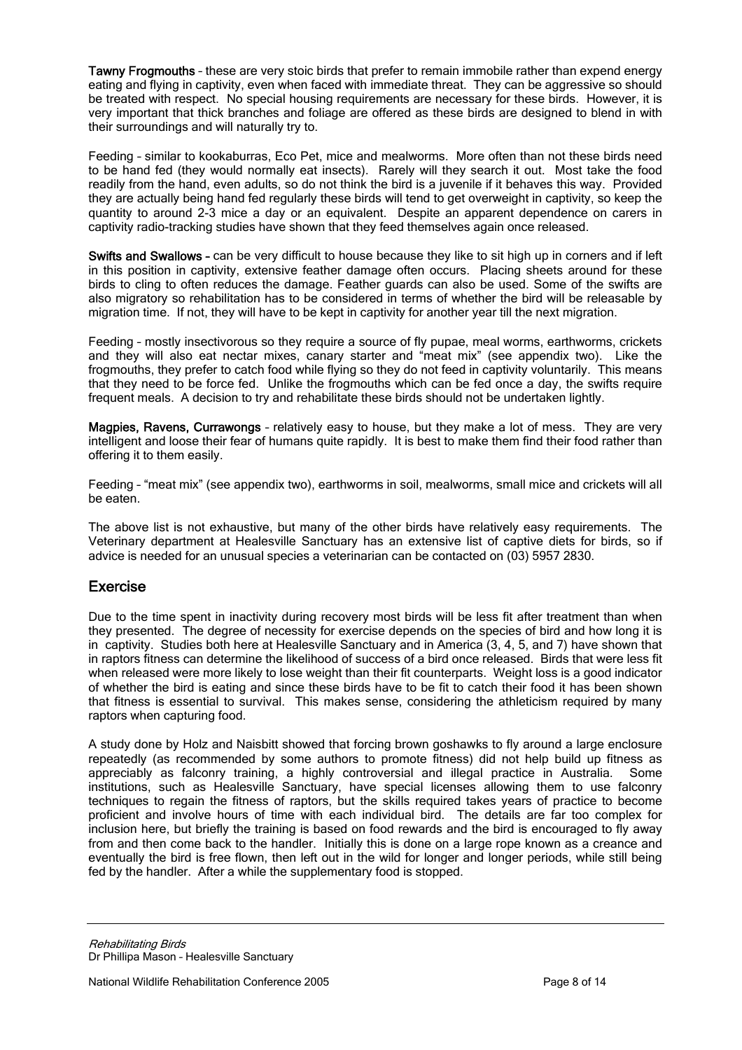**Tawny Frogmouths** – these are very stoic birds that prefer to remain immobile rather than expend energy eating and flying in captivity, even when faced with immediate threat. They can be aggressive so should be treated with respect. No special housing requirements are necessary for these birds. However, it is very important that thick branches and foliage are offered as these birds are designed to blend in with their surroundings and will naturally try to.

Feeding – similar to kookaburras, Eco Pet, mice and mealworms. More often than not these birds need to be hand fed (they would normally eat insects). Rarely will they search it out. Most take the food readily from the hand, even adults, so do not think the bird is a juvenile if it behaves this way. Provided they are actually being hand fed regularly these birds will tend to get overweight in captivity, so keep the quantity to around 2-3 mice a day or an equivalent. Despite an apparent dependence on carers in captivity radio-tracking studies have shown that they feed themselves again once released.

**Swifts and Swallows** – can be very difficult to house because they like to sit high up in corners and if left in this position in captivity, extensive feather damage often occurs. Placing sheets around for these birds to cling to often reduces the damage. Feather guards can also be used. Some of the swifts are also migratory so rehabilitation has to be considered in terms of whether the bird will be releasable by migration time. If not, they will have to be kept in captivity for another year till the next migration.

Feeding – mostly insectivorous so they require a source of fly pupae, meal worms, earthworms, crickets and they will also eat nectar mixes, canary starter and "meat mix" (see appendix two). Like the frogmouths, they prefer to catch food while flying so they do not feed in captivity voluntarily. This means that they need to be force fed. Unlike the frogmouths which can be fed once a day, the swifts require frequent meals. A decision to try and rehabilitate these birds should not be undertaken lightly.

**Magpies, Ravens, Currawongs** – relatively easy to house, but they make a lot of mess. They are very intelligent and loose their fear of humans quite rapidly. It is best to make them find their food rather than offering it to them easily.

Feeding – "meat mix" (see appendix two), earthworms in soil, mealworms, small mice and crickets will all be eaten.

The above list is not exhaustive, but many of the other birds have relatively easy requirements. The Veterinary department at Healesville Sanctuary has an extensive list of captive diets for birds, so if advice is needed for an unusual species a veterinarian can be contacted on (03) 5957 2830.

## Exercise

Due to the time spent in inactivity during recovery most birds will be less fit after treatment than when they presented. The degree of necessity for exercise depends on the species of bird and how long it is in captivity. Studies both here at Healesville Sanctuary and in America (3, 4, 5, and 7) have shown that in raptors fitness can determine the likelihood of success of a bird once released. Birds that were less fit when released were more likely to lose weight than their fit counterparts. Weight loss is a good indicator of whether the bird is eating and since these birds have to be fit to catch their food it has been shown that fitness is essential to survival. This makes sense, considering the athleticism required by many raptors when capturing food.

A study done by Holz and Naisbitt showed that forcing brown goshawks to fly around a large enclosure repeatedly (as recommended by some authors to promote fitness) did not help build up fitness as appreciably as falconry training, a highly controversial and illegal practice in Australia. Some institutions, such as Healesville Sanctuary, have special licenses allowing them to use falconry techniques to regain the fitness of raptors, but the skills required takes years of practice to become proficient and involve hours of time with each individual bird. The details are far too complex for inclusion here, but briefly the training is based on food rewards and the bird is encouraged to fly away from and then come back to the handler. Initially this is done on a large rope known as a creance and eventually the bird is free flown, then left out in the wild for longer and longer periods, while still being fed by the handler. After a while the supplementary food is stopped.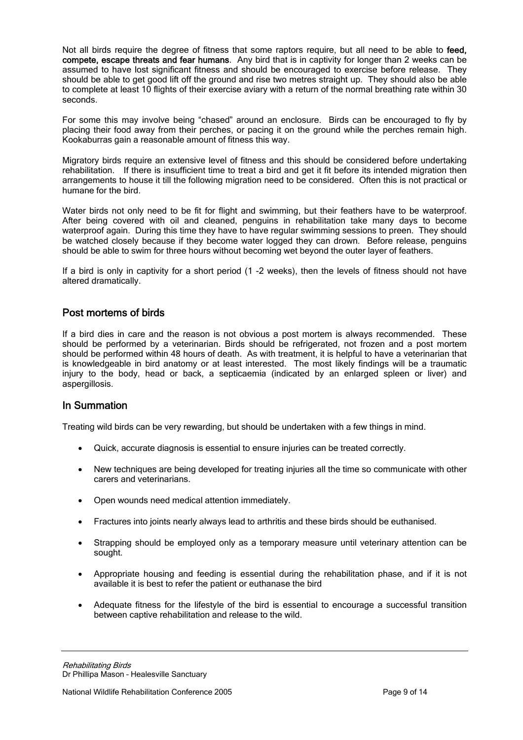Not all birds require the degree of fitness that some raptors require, but all need to be able to **feed, compete, escape threats and fear humans**. Any bird that is in captivity for longer than 2 weeks can be assumed to have lost significant fitness and should be encouraged to exercise before release. They should be able to get good lift off the ground and rise two metres straight up. They should also be able to complete at least 10 flights of their exercise aviary with a return of the normal breathing rate within 30 seconds.

For some this may involve being "chased" around an enclosure. Birds can be encouraged to fly by placing their food away from their perches, or pacing it on the ground while the perches remain high. Kookaburras gain a reasonable amount of fitness this way.

Migratory birds require an extensive level of fitness and this should be considered before undertaking rehabilitation. If there is insufficient time to treat a bird and get it fit before its intended migration then arrangements to house it till the following migration need to be considered. Often this is not practical or humane for the bird.

Water birds not only need to be fit for flight and swimming, but their feathers have to be waterproof. After being covered with oil and cleaned, penguins in rehabilitation take many days to become waterproof again. During this time they have to have regular swimming sessions to preen. They should be watched closely because if they become water logged they can drown. Before release, penguins should be able to swim for three hours without becoming wet beyond the outer layer of feathers.

If a bird is only in captivity for a short period (1 -2 weeks), then the levels of fitness should not have altered dramatically.

## Post mortems of birds

If a bird dies in care and the reason is not obvious a post mortem is always recommended. These should be performed by a veterinarian. Birds should be refrigerated, not frozen and a post mortem should be performed within 48 hours of death. As with treatment, it is helpful to have a veterinarian that is knowledgeable in bird anatomy or at least interested. The most likely findings will be a traumatic injury to the body, head or back, a septicaemia (indicated by an enlarged spleen or liver) and aspergillosis.

## In Summation

Treating wild birds can be very rewarding, but should be undertaken with a few things in mind.

- Quick, accurate diagnosis is essential to ensure injuries can be treated correctly.
- New techniques are being developed for treating injuries all the time so communicate with other carers and veterinarians.
- Open wounds need medical attention immediately.
- Fractures into joints nearly always lead to arthritis and these birds should be euthanised.
- Strapping should be employed only as a temporary measure until veterinary attention can be sought.
- Appropriate housing and feeding is essential during the rehabilitation phase, and if it is not available it is best to refer the patient or euthanase the bird
- Adequate fitness for the lifestyle of the bird is essential to encourage a successful transition between captive rehabilitation and release to the wild.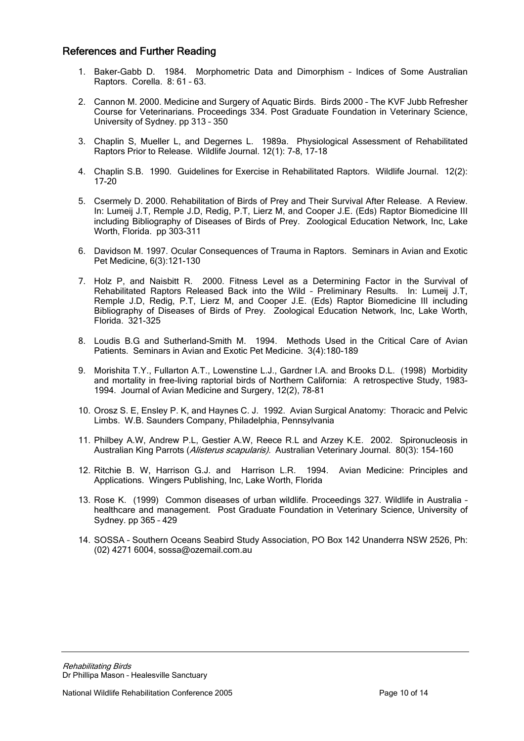## References and Further Reading

1. Baker-Gabb D. 1984. Morphometric Data and Dimorphism – Indices of Some Australian Raptors. Corella. 8: 61 – 63.

2. Cannon M. 2000. Medicine and Surgery of Aquatic Birds. Birds 2000 – The KVF Jubb Refresher Course for Veterinarians. Proceedings 334. Post Graduate Foundation in Veterinary Science, University of Sydney. pp 313 – 350

3. Chaplin S, Mueller L, and Degernes L. 1989a. Physiological Assessment of Rehabilitated Raptors Prior to Release. Wildlife Journal. 12(1): 7-8, 17-18

4. Chaplin S.B. 1990. Guidelines for Exercise in Rehabilitated Raptors. Wildlife Journal. 12(2): 17-20

5. Csermely D. 2000. Rehabilitation of Birds of Prey and Their Survival After Release. A Review. In: Lumeij J.T, Remple J.D, Redig, P.T, Lierz M, and Cooper J.E. (Eds) Raptor Biomedicine III including Bibliography of Diseases of Birds of Prey. Zoological Education Network, Inc, Lake Worth, Florida. pp 303-311

6. Davidson M. 1997. Ocular Consequences of Trauma in Raptors. Seminars in Avian and Exotic Pet Medicine, 6(3):121-130

7. Holz P, and Naisbitt R. 2000. Fitness Level as a Determining Factor in the Survival of Rehabilitated Raptors Released Back into the Wild – Preliminary Results. In: Lumeij J.T, Remple J.D, Redig, P.T, Lierz M, and Cooper J.E. (Eds) Raptor Biomedicine III including Bibliography of Diseases of Birds of Prey. Zoological Education Network, Inc, Lake Worth, Florida. 321-325

8. Loudis B.G and Sutherland-Smith M. 1994. Methods Used in the Critical Care of Avian Patients. Seminars in Avian and Exotic Pet Medicine. 3(4):180-189

9. Morishita T.Y., Fullarton A.T., Lowenstine L.J., Gardner I.A. and Brooks D.L. (1998) Morbidity and mortality in free-living raptorial birds of Northern California: A retrospective Study, 1983-1994. Journal of Avian Medicine and Surgery, 12(2), 78-81

10. Orosz S. E, Ensley P. K, and Haynes C. J. 1992. Avian Surgical Anatomy: Thoracic and Pelvic Limbs. W.B. Saunders Company, Philadelphia, Pennsylvania

11. Philbey A.W, Andrew P.L, Gestier A.W, Reece R.L and Arzey K.E. 2002. Spironucleosis in Australian King Parrots (*Alisterus scapularis).* Australian Veterinary Journal. 80(3): 154-160

12. Ritchie B. W, Harrison G.J. and Harrison L.R. 1994. Avian Medicine: Principles and Applications. Wingers Publishing, Inc, Lake Worth, Florida

13. Rose K. (1999) Common diseases of urban wildlife. Proceedings 327. Wildlife in Australia – healthcare and management. Post Graduate Foundation in Veterinary Science, University of Sydney. pp 365 – 429

14. SOSSA – Southern Oceans Seabird Study Association, PO Box 142 Unanderra NSW 2526, Ph: (02) 4271 6004, sossa@ozemail.com.au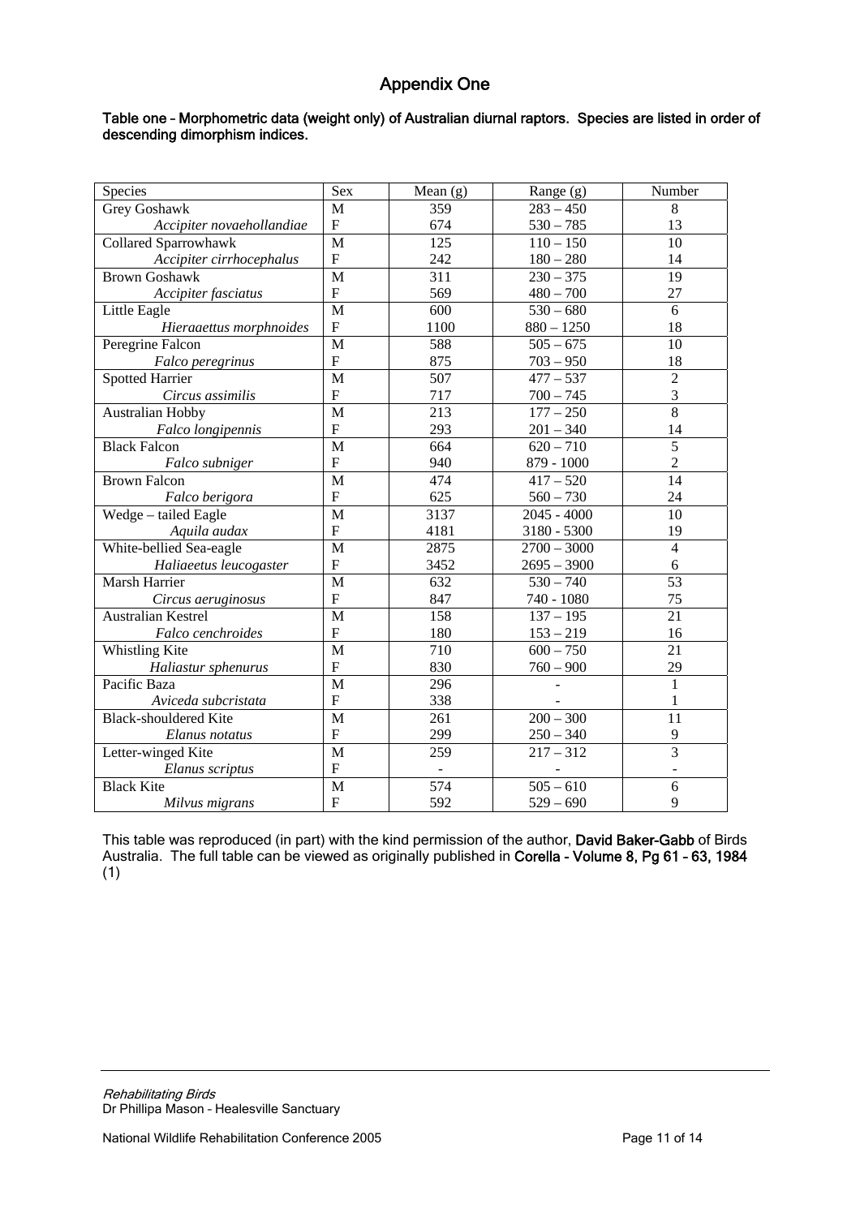# Appendix One

**Table one – Morphometric data (weight only) of Australian diurnal raptors. Species are listed in order of descending dimorphism indices.**

| Species | Sex | Mean (g) | Range (g) | Number |
|---|---|---|---|---|
| Grey Goshawk | M | 359 | 283 – 450 | 8 |
| *Accipiter novaehollandiae* | F | 674 | 530 – 785 | 13 |
| Collared Sparrowhawk | M | 125 | 110 – 150 | 10 |
| *Accipiter cirrhocephalus* | F | 242 | 180 – 280 | 14 |
| Brown Goshawk | M | 311 | 230 – 375 | 19 |
| *Accipiter fasciatus* | F | 569 | 480 – 700 | 27 |
| Little Eagle | M | 600 | 530 – 680 | 6 |
| *Hieraaettus morphnoides* | F | 1100 | 880 – 1250 | 18 |
| Peregrine Falcon | M | 588 | 505 – 675 | 10 |
| *Falco peregrinus* | F | 875 | 703 – 950 | 18 |
| Spotted Harrier | M | 507 | 477 – 537 | 2 |
| *Circus assimilis* | F | 717 | 700 – 745 | 3 |
| Australian Hobby | M | 213 | 177 – 250 | 8 |
| *Falco longipennis* | F | 293 | 201 – 340 | 14 |
| Black Falcon | M | 664 | 620 – 710 | 5 |
| *Falco subniger* | F | 940 | 879 - 1000 | 2 |
| Brown Falcon | M | 474 | 417 – 520 | 14 |
| *Falco berigora* | F | 625 | 560 – 730 | 24 |
| Wedge – tailed Eagle | M | 3137 | 2045 - 4000 | 10 |
| *Aquila audax* | F | 4181 | 3180 - 5300 | 19 |
| White-bellied Sea-eagle | M | 2875 | 2700 – 3000 | 4 |
| *Haliaeetus leucogaster* | F | 3452 | 2695 – 3900 | 6 |
| Marsh Harrier | M | 632 | 530 – 740 | 53 |
| *Circus aeruginosus* | F | 847 | 740 - 1080 | 75 |
| Australian Kestrel | M | 158 | 137 – 195 | 21 |
| *Falco cenchroides* | F | 180 | 153 – 219 | 16 |
| Whistling Kite | M | 710 | 600 – 750 | 21 |
| *Haliastur sphenurus* | F | 830 | 760 – 900 | 29 |
| Pacific Baza | M | 296 | - | 1 |
| *Aviceda subcristata* | F | 338 | - | 1 |
| Black-shouldered Kite | M | 261 | 200 – 300 | 11 |
| *Elanus notatus* | F | 299 | 250 – 340 | 9 |
| Letter-winged Kite | M | 259 | 217 – 312 | 3 |
| *Elanus scriptus* | F | - | - | - |
| Black Kite | M | 574 | 505 – 610 | 6 |
| *Milvus migrans* | F | 592 | 529 – 690 | 9 |

This table was reproduced (in part) with the kind permission of the author, **David Baker-Gabb** of Birds Australia. The full table can be viewed as originally published in **Corella - Volume 8, Pg 61 – 63, 1984** (1)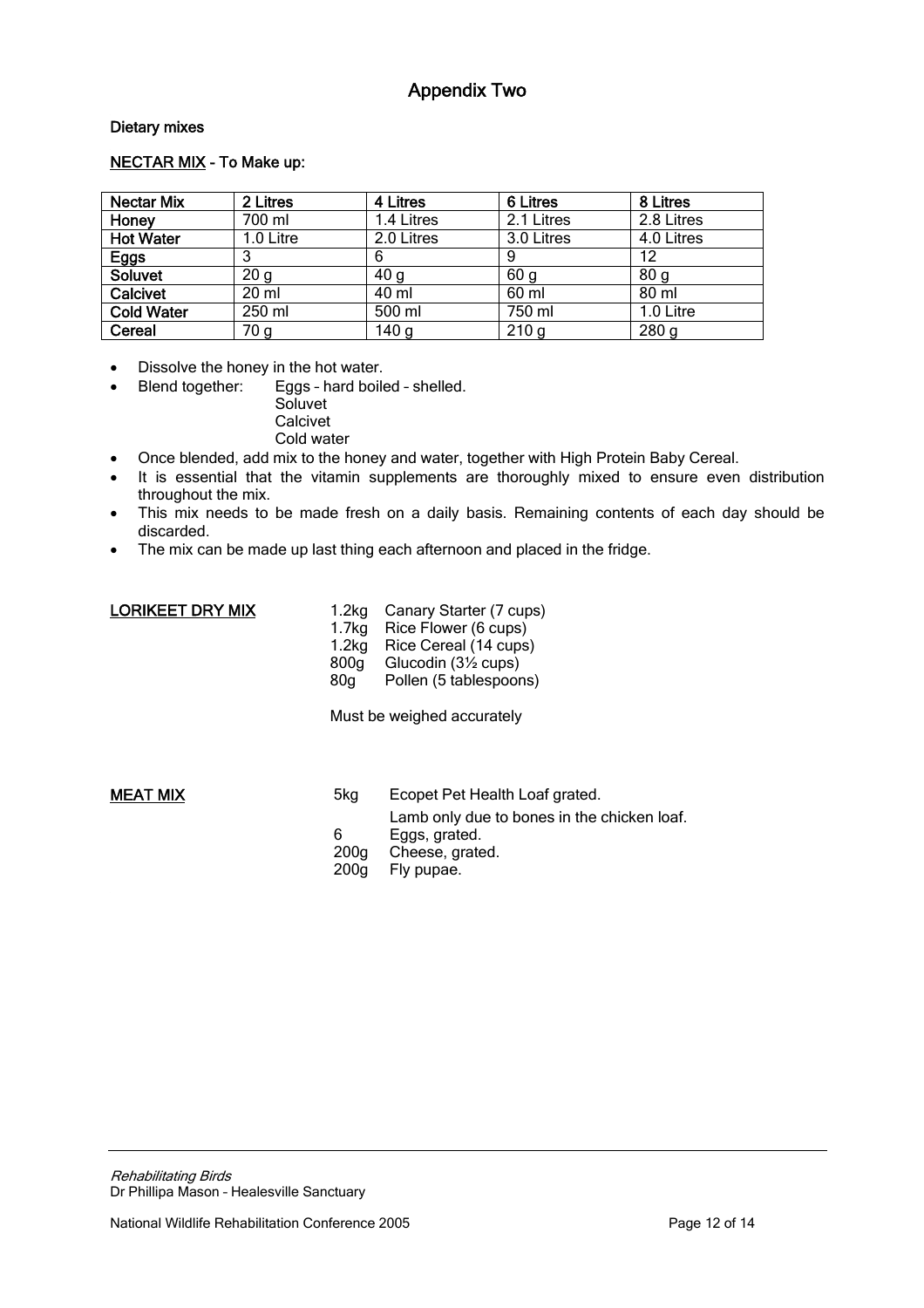## Appendix Two

**Dietary mixes**

**NECTAR MIX - To Make up:**

| Nectar Mix | 2 Litres | 4 Litres | 6 Litres | 8 Litres |
|---|---|---|---|---|
| **Honey** | 700 ml | 1.4 Litres | 2.1 Litres | 2.8 Litres |
| **Hot Water** | 1.0 Litre | 2.0 Litres | 3.0 Litres | 4.0 Litres |
| **Eggs** | 3 | 6 | 9 | 12 |
| **Soluvet** | 20 g | 40 g | 60 g | 80 g |
| **Calcivet** | 20 ml | 40 ml | 60 ml | 80 ml |
| **Cold Water** | 250 ml | 500 ml | 750 ml | 1.0 Litre |
| **Cereal** | 70 g | 140 g | 210 g | 280 g |

- Dissolve the honey in the hot water.
- Blend together: Eggs – hard boiled – shelled.
  Soluvet
  Calcivet
  Cold water
- Once blended, add mix to the honey and water, together with High Protein Baby Cereal.
- It is essential that the vitamin supplements are thoroughly mixed to ensure even distribution throughout the mix.
- This mix needs to be made fresh on a daily basis. Remaining contents of each day should be discarded.
- The mix can be made up last thing each afternoon and placed in the fridge.

**LORIKEET DRY MIX**

1.2kg Canary Starter (7 cups)
1.7kg Rice Flower (6 cups)
1.2kg Rice Cereal (14 cups)
800g Glucodin (3½ cups)
80g Pollen (5 tablespoons)

Must be weighed accurately

**MEAT MIX**

5kg Ecopet Pet Health Loaf grated.
Lamb only due to bones in the chicken loaf.
6 Eggs, grated.
200g Cheese, grated.
200g Fly pupae.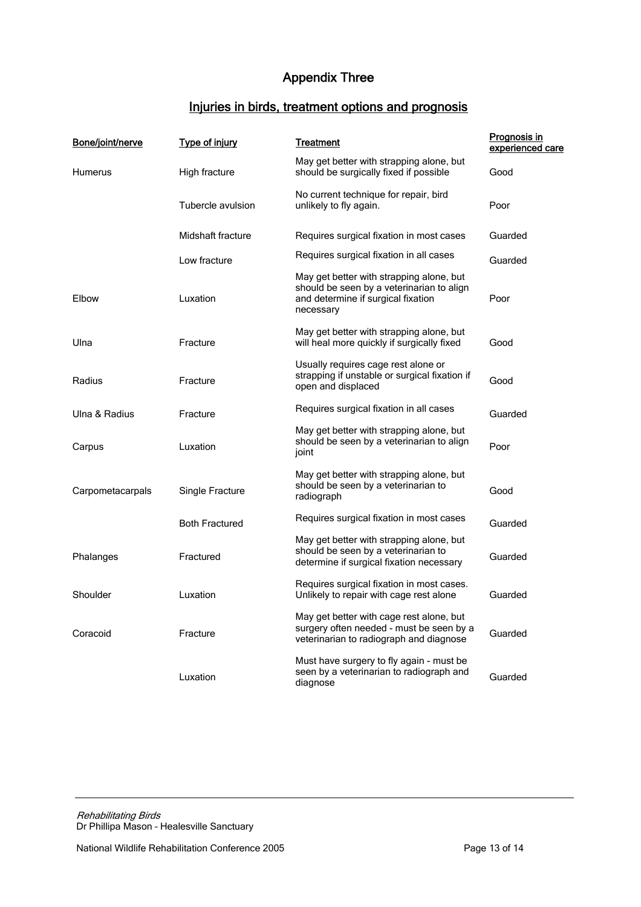# Appendix Three

## Injuries in birds, treatment options and prognosis

| Bone/joint/nerve | Type of injury | Treatment | Prognosis in experienced care |
| --- | --- | --- | --- |
| Humerus | High fracture | May get better with strapping alone, but should be surgically fixed if possible | Good |
| | Tubercle avulsion | No current technique for repair, bird unlikely to fly again. | Poor |
| | Midshaft fracture | Requires surgical fixation in most cases | Guarded |
| | Low fracture | Requires surgical fixation in all cases | Guarded |
| Elbow | Luxation | May get better with strapping alone, but should be seen by a veterinarian to align and determine if surgical fixation necessary | Poor |
| Ulna | Fracture | May get better with strapping alone, but will heal more quickly if surgically fixed | Good |
| Radius | Fracture | Usually requires cage rest alone or strapping if unstable or surgical fixation if open and displaced | Good |
| Ulna & Radius | Fracture | Requires surgical fixation in all cases | Guarded |
| Carpus | Luxation | May get better with strapping alone, but should be seen by a veterinarian to align joint | Poor |
| Carpometacarpals | Single Fracture | May get better with strapping alone, but should be seen by a veterinarian to radiograph | Good |
| | Both Fractured | Requires surgical fixation in most cases | Guarded |
| Phalanges | Fractured | May get better with strapping alone, but should be seen by a veterinarian to determine if surgical fixation necessary | Guarded |
| Shoulder | Luxation | Requires surgical fixation in most cases. Unlikely to repair with cage rest alone | Guarded |
| Coracoid | Fracture | May get better with cage rest alone, but surgery often needed - must be seen by a veterinarian to radiograph and diagnose | Guarded |
| | Luxation | Must have surgery to fly again - must be seen by a veterinarian to radiograph and diagnose | Guarded |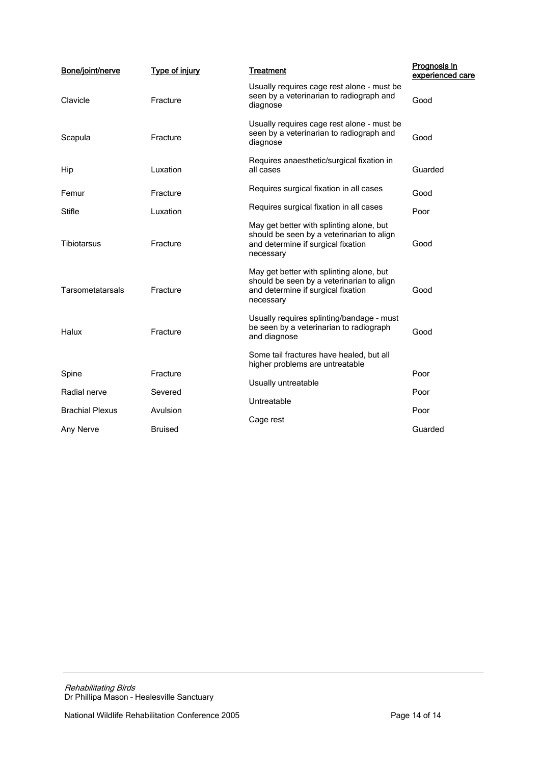| Bone/joint/nerve | Type of injury | Treatment | Prognosis in experienced care |
|---|---|---|---|
| Clavicle | Fracture | Usually requires cage rest alone - must be seen by a veterinarian to radiograph and diagnose | Good |
| Scapula | Fracture | Usually requires cage rest alone - must be seen by a veterinarian to radiograph and diagnose | Good |
| Hip | Luxation | Requires anaesthetic/surgical fixation in all cases | Guarded |
| Femur | Fracture | Requires surgical fixation in all cases | Good |
| Stifle | Luxation | Requires surgical fixation in all cases | Poor |
| Tibiotarsus | Fracture | May get better with splinting alone, but should be seen by a veterinarian to align and determine if surgical fixation necessary | Good |
| Tarsometatarsals | Fracture | May get better with splinting alone, but should be seen by a veterinarian to align and determine if surgical fixation necessary | Good |
| Halux | Fracture | Usually requires splinting/bandage - must be seen by a veterinarian to radiograph and diagnose | Good |
| Spine | Fracture | Some tail fractures have healed, but all higher problems are untreatable | Poor |
| Radial nerve | Severed | Usually untreatable | Poor |
| Brachial Plexus | Avulsion | Untreatable | Poor |
| Any Nerve | Bruised | Cage rest | Guarded |